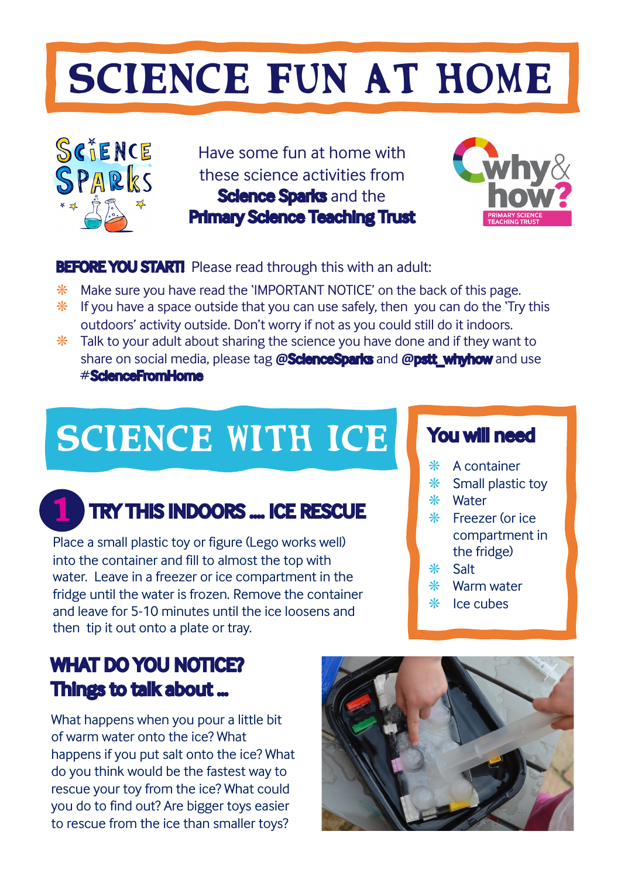# SCIENCE FUN AT HOME

Have some fun at home with these science activities from **Science Sparks** and the **Primary Science Teaching Trust**

**BEFORE YOU START!** Please read through this with an adult:

- Make sure you have read the 'IMPORTANT NOTICE' on the back of this page.
- If you have a space outside that you can use safely, then you can do the 'Try this outdoors' activity outside. Don't worry if not as you could still do it indoors.
- Talk to your adult about sharing the science you have done and if they want to share on social media, please tag **@ScienceSparks** and **@pstt_whyhow** and use #**ScienceFromHome**

## SCIENCE WITH ICE

### You will need

- A container
- Small plastic toy
- Water
- Freezer (or ice compartment in the fridge)
- Salt
- Warm water
- Ice cubes

### 1 TRY THIS INDOORS ... ICE RESCUE

Place a small plastic toy or figure (Lego works well) into the container and fill to almost the top with water. Leave in a freezer or ice compartment in the fridge until the water is frozen. Remove the container and leave for 5-10 minutes until the ice loosens and then tip it out onto a plate or tray.

### WHAT DO YOU NOTICE? Things to talk about ...

What happens when you pour a little bit of warm water onto the ice? What happens if you put salt onto the ice? What do you think would be the fastest way to rescue your toy from the ice? What could you do to find out? Are bigger toys easier to rescue from the ice than smaller toys?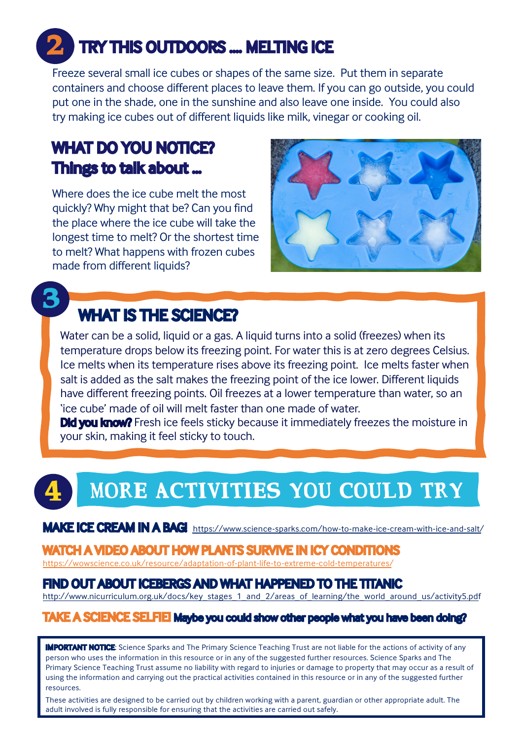## 2 TRY THIS OUTDOORS .... MELTING ICE

Freeze several small ice cubes or shapes of the same size. Put them in separate containers and choose different places to leave them. If you can go outside, you could put one in the shade, one in the sunshine and also leave one inside. You could also try making ice cubes out of different liquids like milk, vinegar or cooking oil.

### WHAT DO YOU NOTICE? Things to talk about ...

Where does the ice cube melt the most quickly? Why might that be? Can you find the place where the ice cube will take the longest time to melt? Or the shortest time to melt? What happens with frozen cubes made from different liquids?

## 3 WHAT IS THE SCIENCE?

Water can be a solid, liquid or a gas. A liquid turns into a solid (freezes) when its temperature drops below its freezing point. For water this is at zero degrees Celsius. Ice melts when its temperature rises above its freezing point. Ice melts faster when salt is added as the salt makes the freezing point of the ice lower. Different liquids have different freezing points. Oil freezes at a lower temperature than water, so an 'ice cube' made of oil will melt faster than one made of water.

**Did you know?** Fresh ice feels sticky because it immediately freezes the moisture in your skin, making it feel sticky to touch.

## 4 MORE ACTIVITIES YOU COULD TRY

**MAKE ICE CREAM IN A BAG!** https://www.science-sparks.com/how-to-make-ice-cream-with-ice-and-salt/

**WATCH A VIDEO ABOUT HOW PLANTS SURVIVE IN ICY CONDITIONS**
https://wowscience.co.uk/resource/adaptation-of-plant-life-to-extreme-cold-temperatures/

**FIND OUT ABOUT ICEBERGS AND WHAT HAPPENED TO THE TITANIC**
http://www.nicurriculum.org.uk/docs/key_stages_1_and_2/areas_of_learning/the_world_around_us/activity5.pdf

**TAKE A SCIENCE SELFIE! Maybe you could show other people what you have been doing?**

**IMPORTANT NOTICE**: Science Sparks and The Primary Science Teaching Trust are not liable for the actions of activity of any person who uses the information in this resource or in any of the suggested further resources. Science Sparks and The Primary Science Teaching Trust assume no liability with regard to injuries or damage to property that may occur as a result of using the information and carrying out the practical activities contained in this resource or in any of the suggested further resources.

These activities are designed to be carried out by children working with a parent, guardian or other appropriate adult. The adult involved is fully responsible for ensuring that the activities are carried out safely.